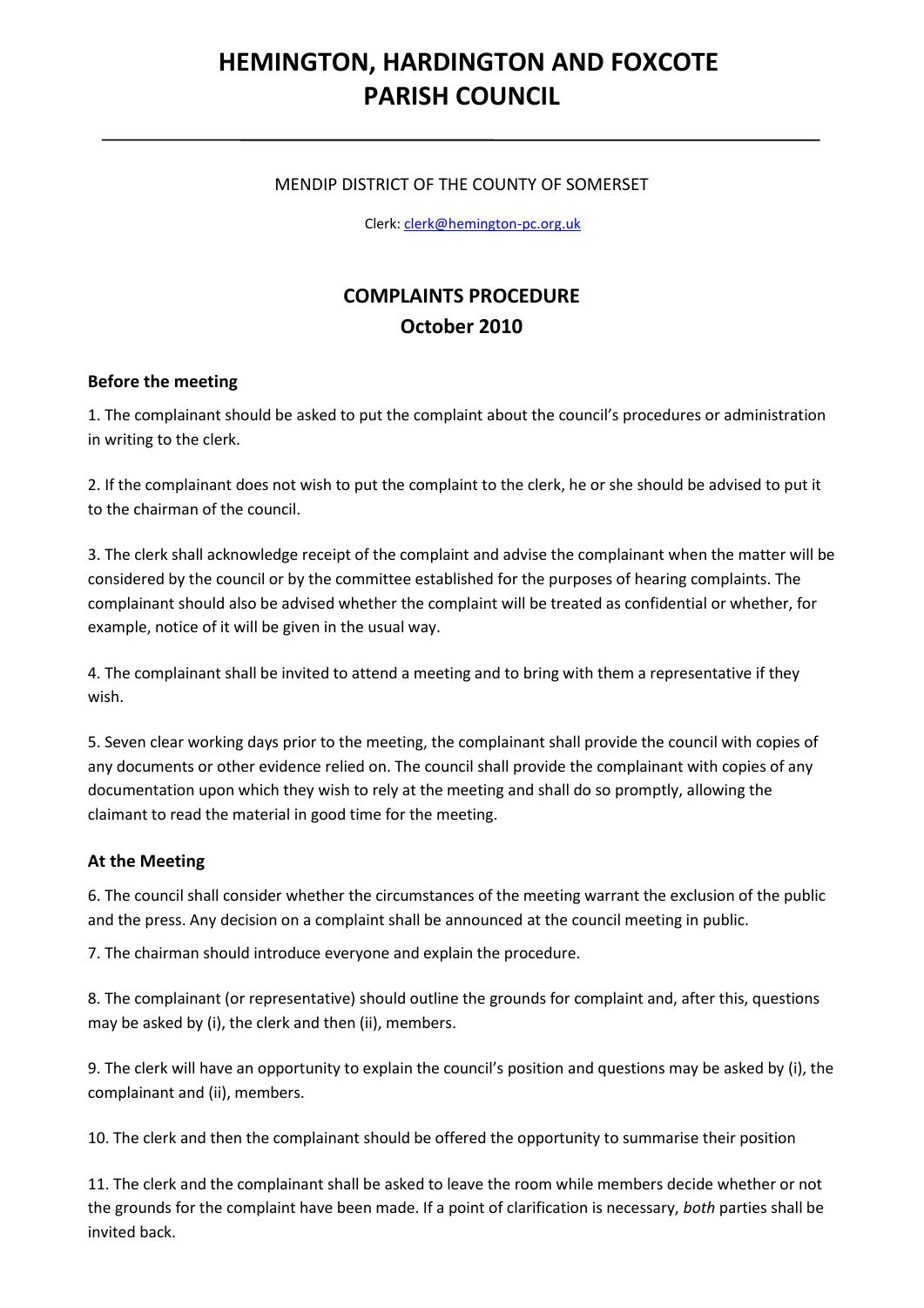# HEMINGTON, HARDINGTON AND FOXCOTE PARISH COUNCIL

MENDIP DISTRICT OF THE COUNTY OF SOMERSET

Clerk: clerk@hemington-pc.org.uk

## COMPLAINTS PROCEDURE
## October 2010

### Before the meeting

1. The complainant should be asked to put the complaint about the council's procedures or administration in writing to the clerk.

2. If the complainant does not wish to put the complaint to the clerk, he or she should be advised to put it to the chairman of the council.

3. The clerk shall acknowledge receipt of the complaint and advise the complainant when the matter will be considered by the council or by the committee established for the purposes of hearing complaints. The complainant should also be advised whether the complaint will be treated as confidential or whether, for example, notice of it will be given in the usual way.

4. The complainant shall be invited to attend a meeting and to bring with them a representative if they wish.

5. Seven clear working days prior to the meeting, the complainant shall provide the council with copies of any documents or other evidence relied on. The council shall provide the complainant with copies of any documentation upon which they wish to rely at the meeting and shall do so promptly, allowing the claimant to read the material in good time for the meeting.

### At the Meeting

6. The council shall consider whether the circumstances of the meeting warrant the exclusion of the public and the press. Any decision on a complaint shall be announced at the council meeting in public.

7. The chairman should introduce everyone and explain the procedure.

8. The complainant (or representative) should outline the grounds for complaint and, after this, questions may be asked by (i), the clerk and then (ii), members.

9. The clerk will have an opportunity to explain the council's position and questions may be asked by (i), the complainant and (ii), members.

10. The clerk and then the complainant should be offered the opportunity to summarise their position

11. The clerk and the complainant shall be asked to leave the room while members decide whether or not the grounds for the complaint have been made. If a point of clarification is necessary, *both* parties shall be invited back.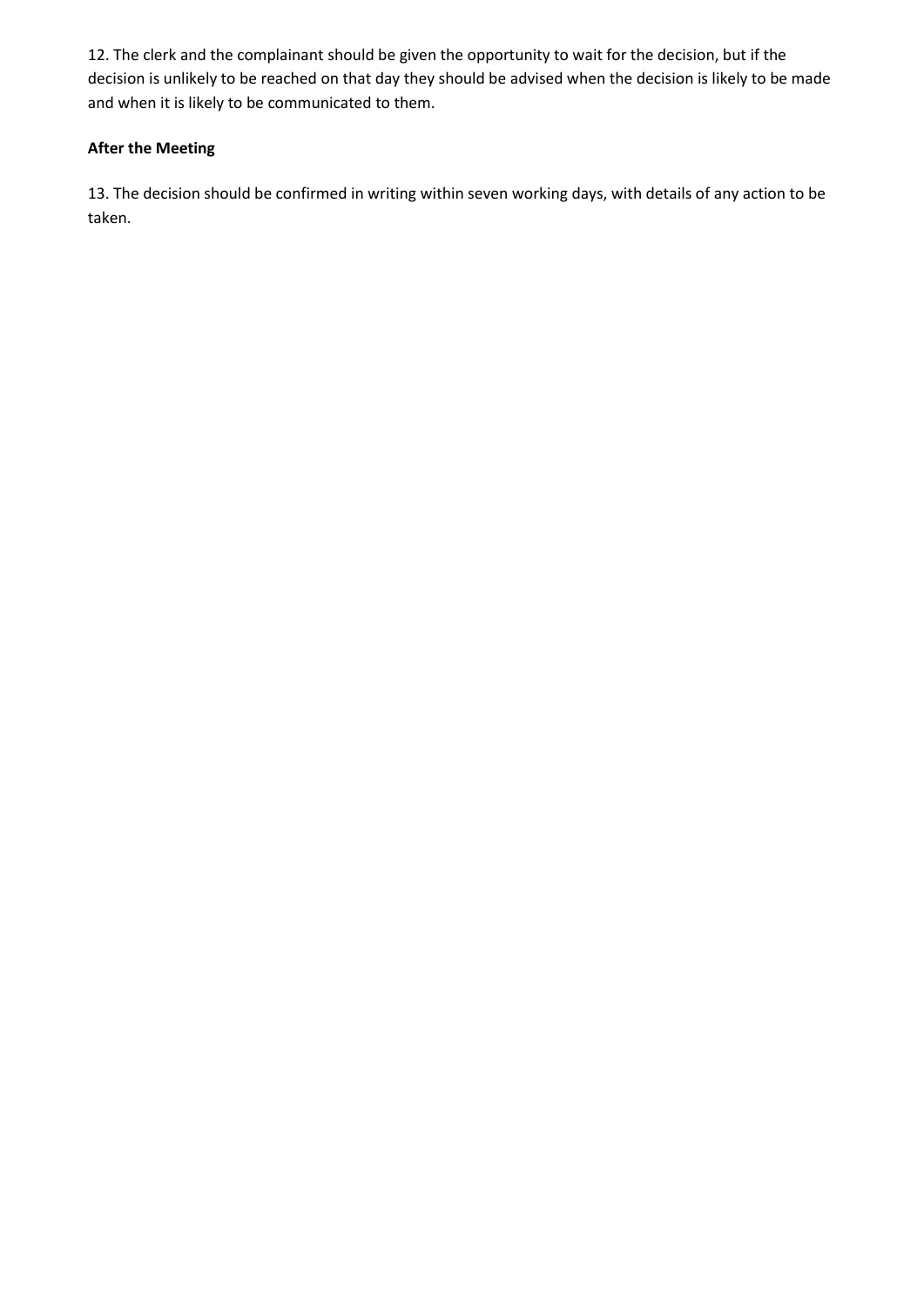12. The clerk and the complainant should be given the opportunity to wait for the decision, but if the decision is unlikely to be reached on that day they should be advised when the decision is likely to be made and when it is likely to be communicated to them.

**After the Meeting**

13. The decision should be confirmed in writing within seven working days, with details of any action to be taken.